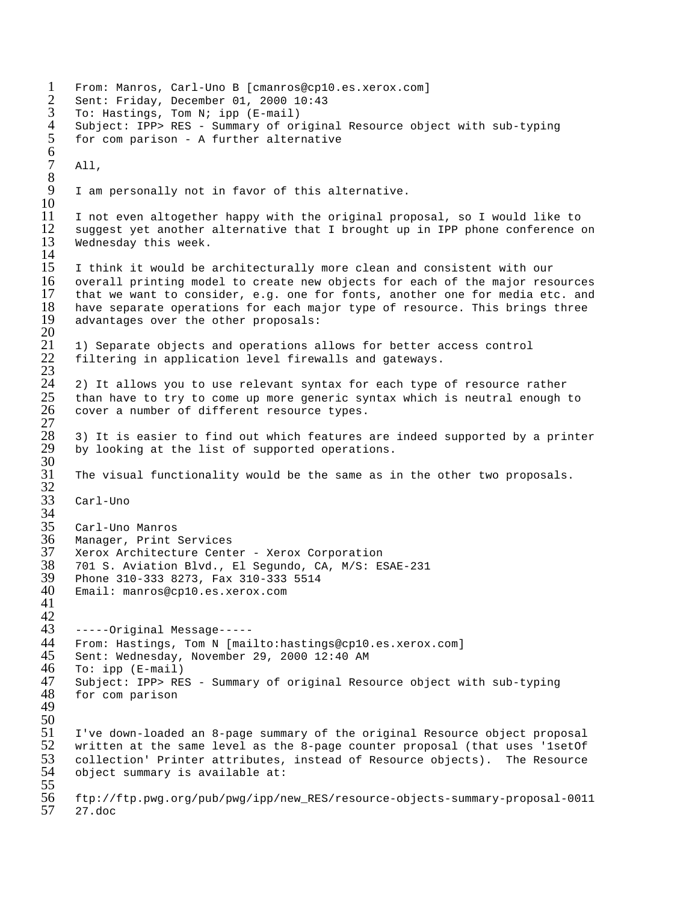From: Manros, Carl-Uno B [cmanros@cp10.es.xerox.com]
Sent: Friday, December 01, 2000 10:43
To: Hastings, Tom N; ipp (E-mail)
Subject: IPP> RES - Summary of original Resource object with sub-typing for com parison - A further alternative

All,

I am personally not in favor of this alternative.

I not even altogether happy with the original proposal, so I would like to suggest yet another alternative that I brought up in IPP phone conference on Wednesday this week.

I think it would be architecturally more clean and consistent with our overall printing model to create new objects for each of the major resources that we want to consider, e.g. one for fonts, another one for media etc. and have separate operations for each major type of resource. This brings three advantages over the other proposals:

1) Separate objects and operations allows for better access control filtering in application level firewalls and gateways.

2) It allows you to use relevant syntax for each type of resource rather than have to try to come up more generic syntax which is neutral enough to cover a number of different resource types.

3) It is easier to find out which features are indeed supported by a printer by looking at the list of supported operations.

The visual functionality would be the same as in the other two proposals.

Carl-Uno

Carl-Uno Manros
Manager, Print Services
Xerox Architecture Center - Xerox Corporation
701 S. Aviation Blvd., El Segundo, CA, M/S: ESAE-231
Phone 310-333 8273, Fax 310-333 5514
Email: manros@cp10.es.xerox.com

-----Original Message-----
From: Hastings, Tom N [mailto:hastings@cp10.es.xerox.com]
Sent: Wednesday, November 29, 2000 12:40 AM
To: ipp (E-mail)
Subject: IPP> RES - Summary of original Resource object with sub-typing for com parison

I've down-loaded an 8-page summary of the original Resource object proposal written at the same level as the 8-page counter proposal (that uses '1setOf collection' Printer attributes, instead of Resource objects). The Resource object summary is available at:

ftp://ftp.pwg.org/pub/pwg/ipp/new_RES/resource-objects-summary-proposal-001127.doc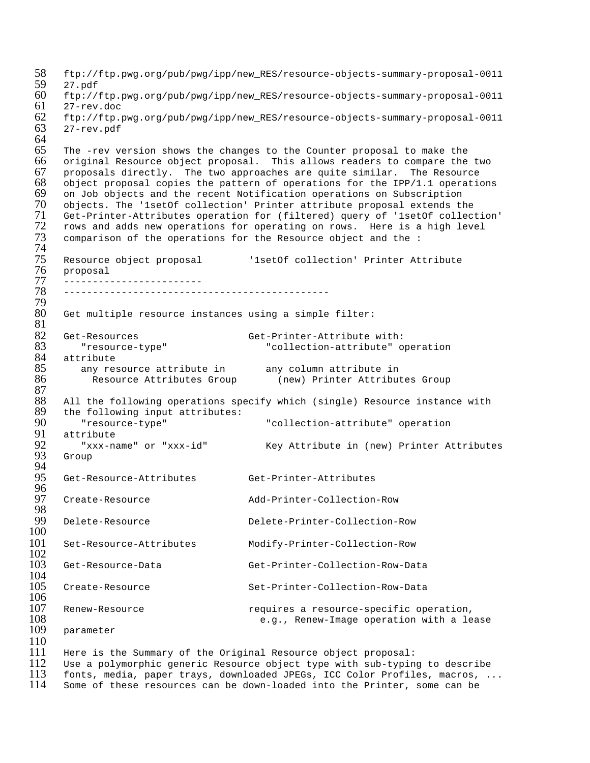ftp://ftp.pwg.org/pub/pwg/ipp/new_RES/resource-objects-summary-proposal-001127.pdf
ftp://ftp.pwg.org/pub/pwg/ipp/new_RES/resource-objects-summary-proposal-001127-rev.doc
ftp://ftp.pwg.org/pub/pwg/ipp/new_RES/resource-objects-summary-proposal-001127-rev.pdf

The -rev version shows the changes to the Counter proposal to make the original Resource object proposal. This allows readers to compare the two proposals directly. The two approaches are quite similar. The Resource object proposal copies the pattern of operations for the IPP/1.1 operations on Job objects and the recent Notification operations on Subscription objects. The '1setOf collection' Printer attribute proposal extends the Get-Printer-Attributes operation for (filtered) query of '1setOf collection' rows and adds new operations for operating on rows. Here is a high level comparison of the operations for the Resource object and the :

```
Resource object proposal        '1setOf collection' Printer Attribute
proposal
------------------------
---------------------------------------------

Get multiple resource instances using a simple filter:

Get-Resources                   Get-Printer-Attribute with:
   "resource-type"                 "collection-attribute" operation
attribute
   any resource attribute in       any column attribute in
      Resource Attributes Group       (new) Printer Attributes Group

All the following operations specify which (single) Resource instance with
the following input attributes:
   "resource-type"                 "collection-attribute" operation
attribute
   "xxx-name" or "xxx-id"          Key Attribute in (new) Printer Attributes
Group

Get-Resource-Attributes         Get-Printer-Attributes

Create-Resource                 Add-Printer-Collection-Row

Delete-Resource                 Delete-Printer-Collection-Row

Set-Resource-Attributes         Modify-Printer-Collection-Row

Get-Resource-Data               Get-Printer-Collection-Row-Data

Create-Resource                 Set-Printer-Collection-Row-Data

Renew-Resource                  requires a resource-specific operation,
                                  e.g., Renew-Image operation with a lease
parameter
```

Here is the Summary of the Original Resource object proposal:
Use a polymorphic generic Resource object type with sub-typing to describe fonts, media, paper trays, downloaded JPEGs, ICC Color Profiles, macros, ...
Some of these resources can be down-loaded into the Printer, some can be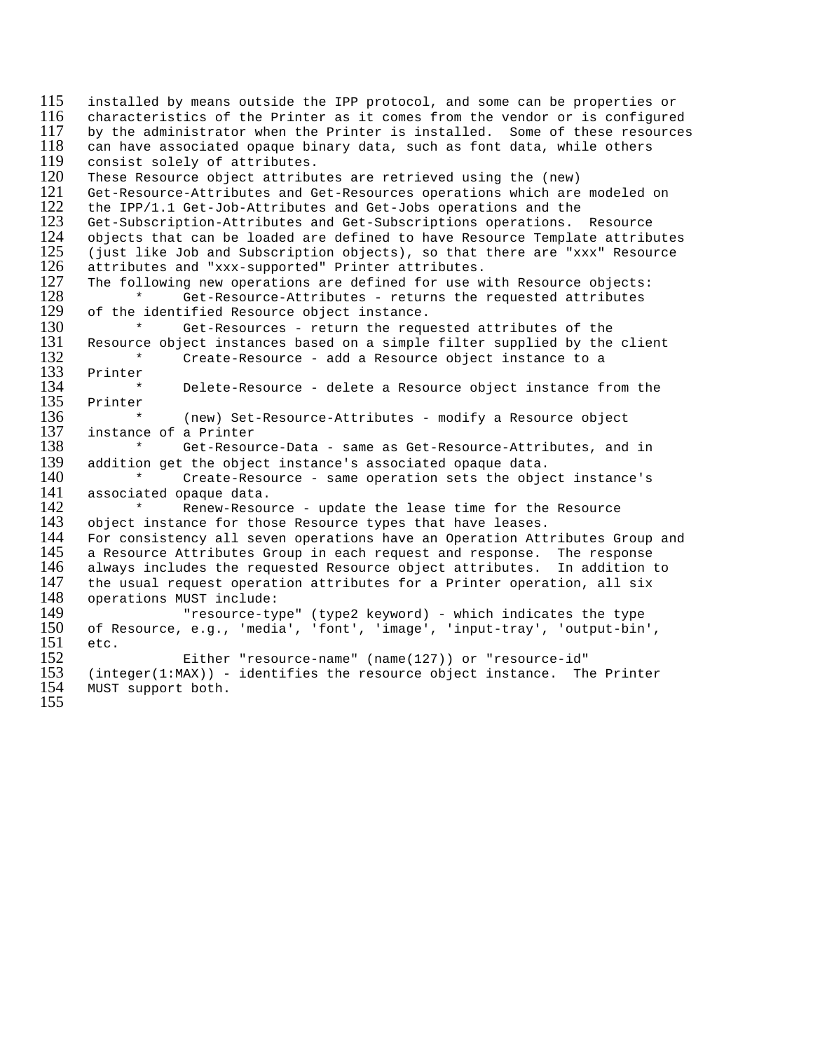installed by means outside the IPP protocol, and some can be properties or characteristics of the Printer as it comes from the vendor or is configured by the administrator when the Printer is installed. Some of these resources can have associated opaque binary data, such as font data, while others consist solely of attributes.

These Resource object attributes are retrieved using the (new) Get-Resource-Attributes and Get-Resources operations which are modeled on the IPP/1.1 Get-Job-Attributes and Get-Jobs operations and the Get-Subscription-Attributes and Get-Subscriptions operations. Resource objects that can be loaded are defined to have Resource Template attributes (just like Job and Subscription objects), so that there are "xxx" Resource attributes and "xxx-supported" Printer attributes.

The following new operations are defined for use with Resource objects:

* Get-Resource-Attributes - returns the requested attributes of the identified Resource object instance.
* Get-Resources - return the requested attributes of the Resource object instances based on a simple filter supplied by the client
* Create-Resource - add a Resource object instance to a Printer
* Delete-Resource - delete a Resource object instance from the Printer
* (new) Set-Resource-Attributes - modify a Resource object instance of a Printer
* Get-Resource-Data - same as Get-Resource-Attributes, and in addition get the object instance's associated opaque data.
* Create-Resource - same operation sets the object instance's associated opaque data.
* Renew-Resource - update the lease time for the Resource object instance for those Resource types that have leases.

For consistency all seven operations have an Operation Attributes Group and a Resource Attributes Group in each request and response. The response always includes the requested Resource object attributes. In addition to the usual request operation attributes for a Printer operation, all six operations MUST include:

"resource-type" (type2 keyword) - which indicates the type of Resource, e.g., 'media', 'font', 'image', 'input-tray', 'output-bin', etc.

Either "resource-name" (name(127)) or "resource-id" (integer(1:MAX)) - identifies the resource object instance. The Printer MUST support both.